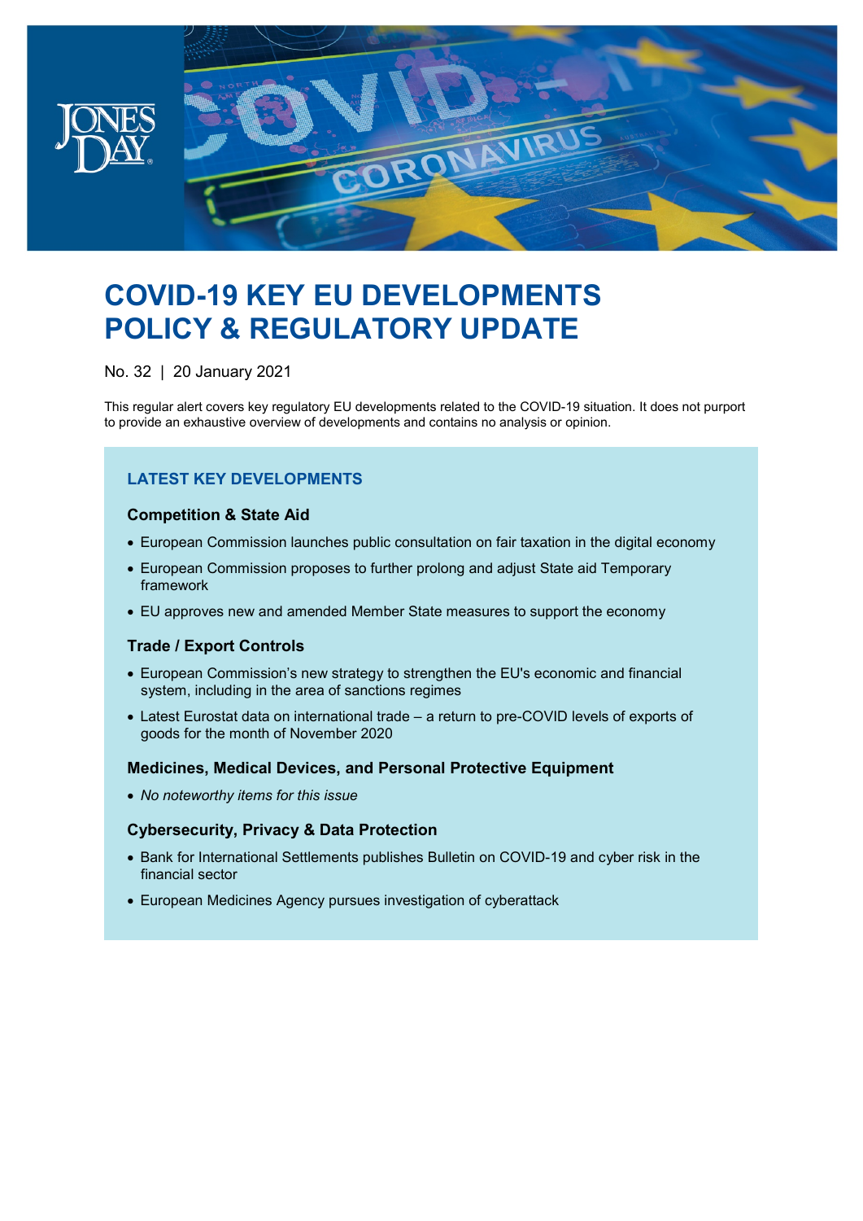# COVID-19 KEY EU DEVELOPMENTS POLICY & REGULATORY UPDATE

No. 32 | 20 January 2021

This regular alert covers key regulatory EU developments related to the COVID-19 situation. It does not purport to provide an exhaustive overview of developments and contains no analysis or opinion.

## LATEST KEY DEVELOPMENTS

### Competition & State Aid

- European Commission launches public consultation on fair taxation in the digital economy
- European Commission proposes to further prolong and adjust State aid Temporary framework
- EU approves new and amended Member State measures to support the economy

### Trade / Export Controls

- European Commission's new strategy to strengthen the EU's economic and financial system, including in the area of sanctions regimes
- Latest Eurostat data on international trade – a return to pre-COVID levels of exports of goods for the month of November 2020

### Medicines, Medical Devices, and Personal Protective Equipment

- *No noteworthy items for this issue*

### Cybersecurity, Privacy & Data Protection

- Bank for International Settlements publishes Bulletin on COVID-19 and cyber risk in the financial sector
- European Medicines Agency pursues investigation of cyberattack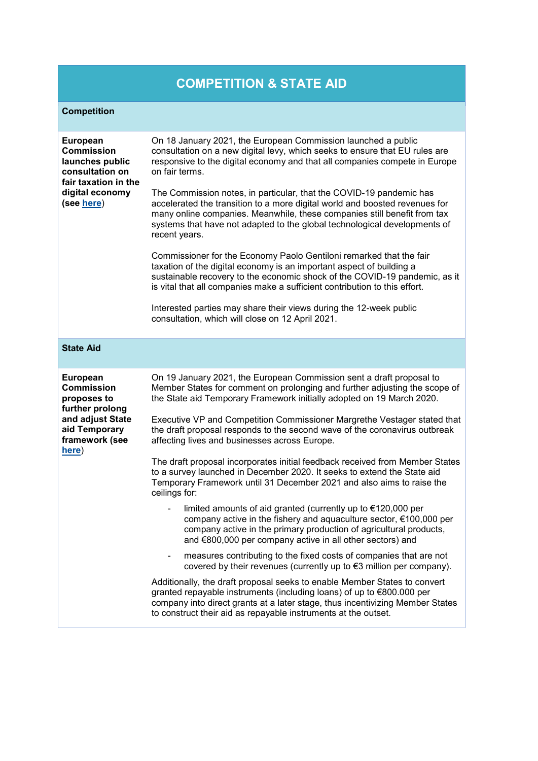## COMPETITION & STATE AID

### Competition

**European Commission launches public consultation on fair taxation in the digital economy (see here)**

On 18 January 2021, the European Commission launched a public consultation on a new digital levy, which seeks to ensure that EU rules are responsive to the digital economy and that all companies compete in Europe on fair terms.

The Commission notes, in particular, that the COVID-19 pandemic has accelerated the transition to a more digital world and boosted revenues for many online companies. Meanwhile, these companies still benefit from tax systems that have not adapted to the global technological developments of recent years.

Commissioner for the Economy Paolo Gentiloni remarked that the fair taxation of the digital economy is an important aspect of building a sustainable recovery to the economic shock of the COVID-19 pandemic, as it is vital that all companies make a sufficient contribution to this effort.

Interested parties may share their views during the 12-week public consultation, which will close on 12 April 2021.

### State Aid

**European Commission proposes to further prolong and adjust State aid Temporary framework (see here)**

On 19 January 2021, the European Commission sent a draft proposal to Member States for comment on prolonging and further adjusting the scope of the State aid Temporary Framework initially adopted on 19 March 2020.

Executive VP and Competition Commissioner Margrethe Vestager stated that the draft proposal responds to the second wave of the coronavirus outbreak affecting lives and businesses across Europe.

The draft proposal incorporates initial feedback received from Member States to a survey launched in December 2020. It seeks to extend the State aid Temporary Framework until 31 December 2021 and also aims to raise the ceilings for:

- limited amounts of aid granted (currently up to €120,000 per company active in the fishery and aquaculture sector, €100,000 per company active in the primary production of agricultural products, and €800,000 per company active in all other sectors) and
- measures contributing to the fixed costs of companies that are not covered by their revenues (currently up to €3 million per company).

Additionally, the draft proposal seeks to enable Member States to convert granted repayable instruments (including loans) of up to €800.000 per company into direct grants at a later stage, thus incentivizing Member States to construct their aid as repayable instruments at the outset.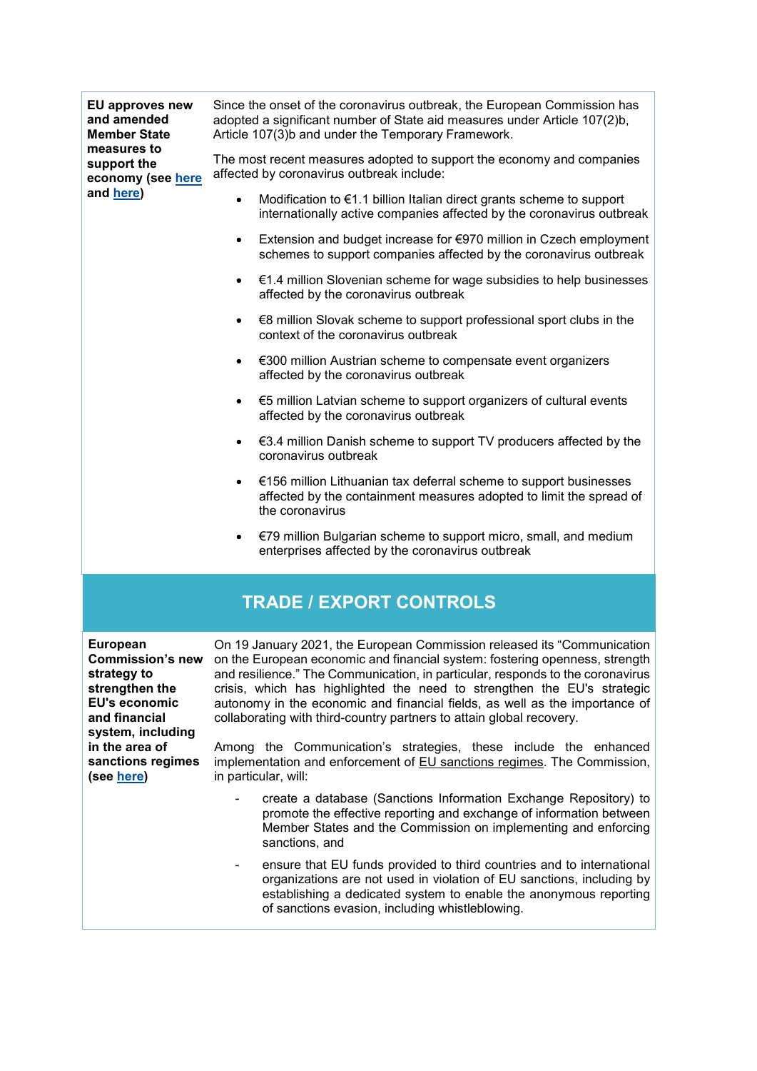| | |
|---|---|
| **EU approves new and amended Member State measures to support the economy (see here and here)** | Since the onset of the coronavirus outbreak, the European Commission has adopted a significant number of State aid measures under Article 107(2)b, Article 107(3)b and under the Temporary Framework.<br><br>The most recent measures adopted to support the economy and companies affected by coronavirus outbreak include:<br><br>• Modification to €1.1 billion Italian direct grants scheme to support internationally active companies affected by the coronavirus outbreak<br>• Extension and budget increase for €970 million in Czech employment schemes to support companies affected by the coronavirus outbreak<br>• €1.4 million Slovenian scheme for wage subsidies to help businesses affected by the coronavirus outbreak<br>• €8 million Slovak scheme to support professional sport clubs in the context of the coronavirus outbreak<br>• €300 million Austrian scheme to compensate event organizers affected by the coronavirus outbreak<br>• €5 million Latvian scheme to support organizers of cultural events affected by the coronavirus outbreak<br>• €3.4 million Danish scheme to support TV producers affected by the coronavirus outbreak<br>• €156 million Lithuanian tax deferral scheme to support businesses affected by the containment measures adopted to limit the spread of the coronavirus<br>• €79 million Bulgarian scheme to support micro, small, and medium enterprises affected by the coronavirus outbreak |

## TRADE / EXPORT CONTROLS

| | |
|---|---|
| **European Commission's new strategy to strengthen the EU's economic and financial system, including in the area of sanctions regimes (see here)** | On 19 January 2021, the European Commission released its "Communication on the European economic and financial system: fostering openness, strength and resilience." The Communication, in particular, responds to the coronavirus crisis, which has highlighted the need to strengthen the EU's strategic autonomy in the economic and financial fields, as well as the importance of collaborating with third-country partners to attain global recovery.<br><br>Among the Communication's strategies, these include the enhanced implementation and enforcement of EU sanctions regimes. The Commission, in particular, will:<br><br>- create a database (Sanctions Information Exchange Repository) to promote the effective reporting and exchange of information between Member States and the Commission on implementing and enforcing sanctions, and<br>- ensure that EU funds provided to third countries and to international organizations are not used in violation of EU sanctions, including by establishing a dedicated system to enable the anonymous reporting of sanctions evasion, including whistleblowing. |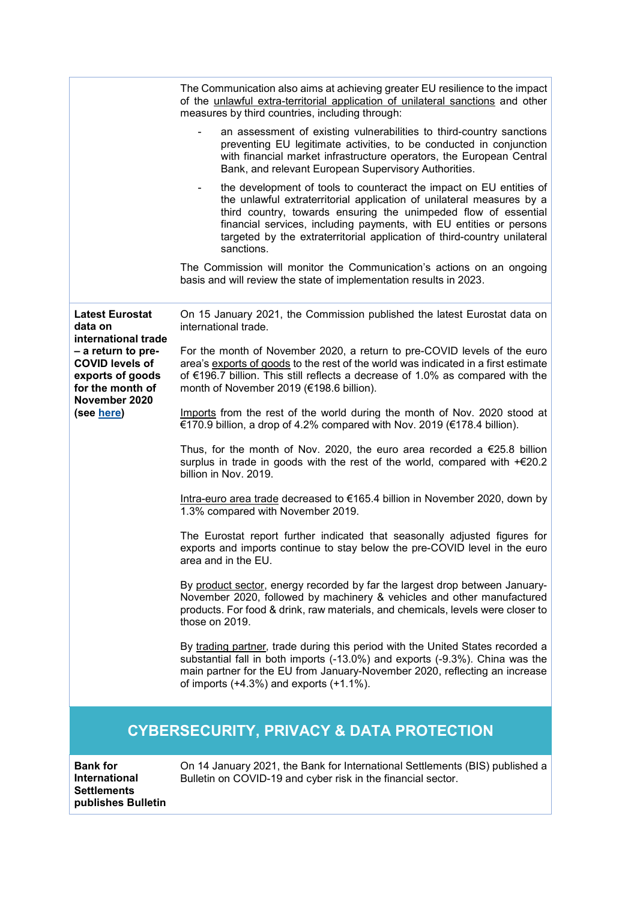| | |
|---|---|
| | The Communication also aims at achieving greater EU resilience to the impact of the unlawful extra-territorial application of unilateral sanctions and other measures by third countries, including through:<br><br>- an assessment of existing vulnerabilities to third-country sanctions preventing EU legitimate activities, to be conducted in conjunction with financial market infrastructure operators, the European Central Bank, and relevant European Supervisory Authorities.<br>- the development of tools to counteract the impact on EU entities of the unlawful extraterritorial application of unilateral measures by a third country, towards ensuring the unimpeded flow of essential financial services, including payments, with EU entities or persons targeted by the extraterritorial application of third-country unilateral sanctions.<br><br>The Commission will monitor the Communication's actions on an ongoing basis and will review the state of implementation results in 2023. |
| **Latest Eurostat data on international trade – a return to pre-COVID levels of exports of goods for the month of November 2020 (see here)** | On 15 January 2021, the Commission published the latest Eurostat data on international trade.<br><br>For the month of November 2020, a return to pre-COVID levels of the euro area's exports of goods to the rest of the world was indicated in a first estimate of €196.7 billion. This still reflects a decrease of 1.0% as compared with the month of November 2019 (€198.6 billion).<br><br>Imports from the rest of the world during the month of Nov. 2020 stood at €170.9 billion, a drop of 4.2% compared with Nov. 2019 (€178.4 billion).<br><br>Thus, for the month of Nov. 2020, the euro area recorded a €25.8 billion surplus in trade in goods with the rest of the world, compared with +€20.2 billion in Nov. 2019.<br><br>Intra-euro area trade decreased to €165.4 billion in November 2020, down by 1.3% compared with November 2019.<br><br>The Eurostat report further indicated that seasonally adjusted figures for exports and imports continue to stay below the pre-COVID level in the euro area and in the EU.<br><br>By product sector, energy recorded by far the largest drop between January-November 2020, followed by machinery & vehicles and other manufactured products. For food & drink, raw materials, and chemicals, levels were closer to those on 2019.<br><br>By trading partner, trade during this period with the United States recorded a substantial fall in both imports (-13.0%) and exports (-9.3%). China was the main partner for the EU from January-November 2020, reflecting an increase of imports (+4.3%) and exports (+1.1%). |

## CYBERSECURITY, PRIVACY & DATA PROTECTION

| | |
|---|---|
| **Bank for International Settlements publishes Bulletin** | On 14 January 2021, the Bank for International Settlements (BIS) published a Bulletin on COVID-19 and cyber risk in the financial sector. |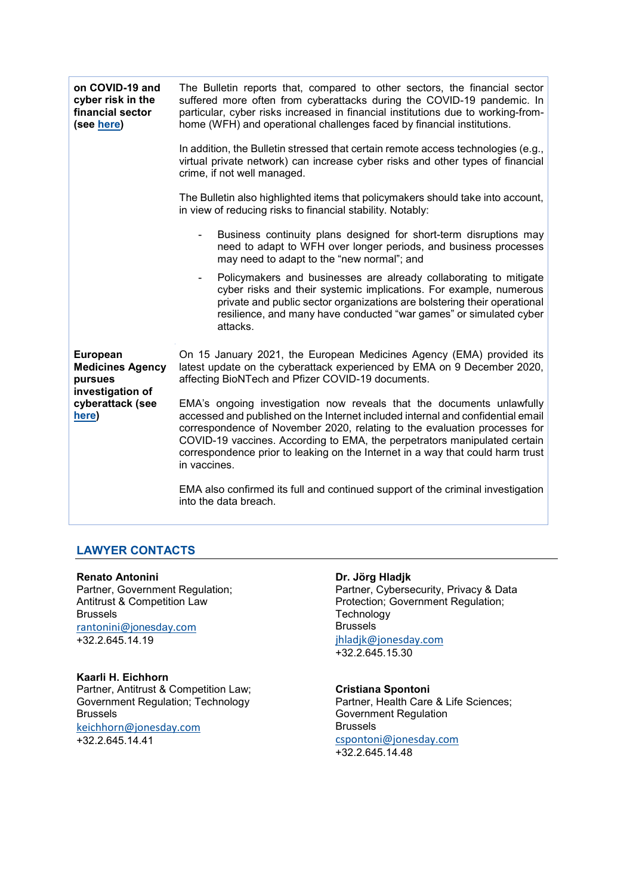| | |
|---|---|
| **on COVID-19 and cyber risk in the financial sector (see here)** | The Bulletin reports that, compared to other sectors, the financial sector suffered more often from cyberattacks during the COVID-19 pandemic. In particular, cyber risks increased in financial institutions due to working-from-home (WFH) and operational challenges faced by financial institutions.<br><br>In addition, the Bulletin stressed that certain remote access technologies (e.g., virtual private network) can increase cyber risks and other types of financial crime, if not well managed.<br><br>The Bulletin also highlighted items that policymakers should take into account, in view of reducing risks to financial stability. Notably:<br><br>- Business continuity plans designed for short-term disruptions may need to adapt to WFH over longer periods, and business processes may need to adapt to the "new normal"; and<br>- Policymakers and businesses are already collaborating to mitigate cyber risks and their systemic implications. For example, numerous private and public sector organizations are bolstering their operational resilience, and many have conducted "war games" or simulated cyber attacks. |
| **European Medicines Agency pursues investigation of cyberattack (see here)** | On 15 January 2021, the European Medicines Agency (EMA) provided its latest update on the cyberattack experienced by EMA on 9 December 2020, affecting BioNTech and Pfizer COVID-19 documents.<br><br>EMA's ongoing investigation now reveals that the documents unlawfully accessed and published on the Internet included internal and confidential email correspondence of November 2020, relating to the evaluation processes for COVID-19 vaccines. According to EMA, the perpetrators manipulated certain correspondence prior to leaking on the Internet in a way that could harm trust in vaccines.<br><br>EMA also confirmed its full and continued support of the criminal investigation into the data breach. |

## LAWYER CONTACTS

**Renato Antonini**
Partner, Government Regulation; Antitrust & Competition Law
Brussels
rantonini@jonesday.com
+32.2.645.14.19

**Kaarli H. Eichhorn**
Partner, Antitrust & Competition Law; Government Regulation; Technology
Brussels
keichhorn@jonesday.com
+32.2.645.14.41

**Dr. Jörg Hladjk**
Partner, Cybersecurity, Privacy & Data Protection; Government Regulation; Technology
Brussels
jhladjk@jonesday.com
+32.2.645.15.30

**Cristiana Spontoni**
Partner, Health Care & Life Sciences; Government Regulation
Brussels
cspontoni@jonesday.com
+32.2.645.14.48